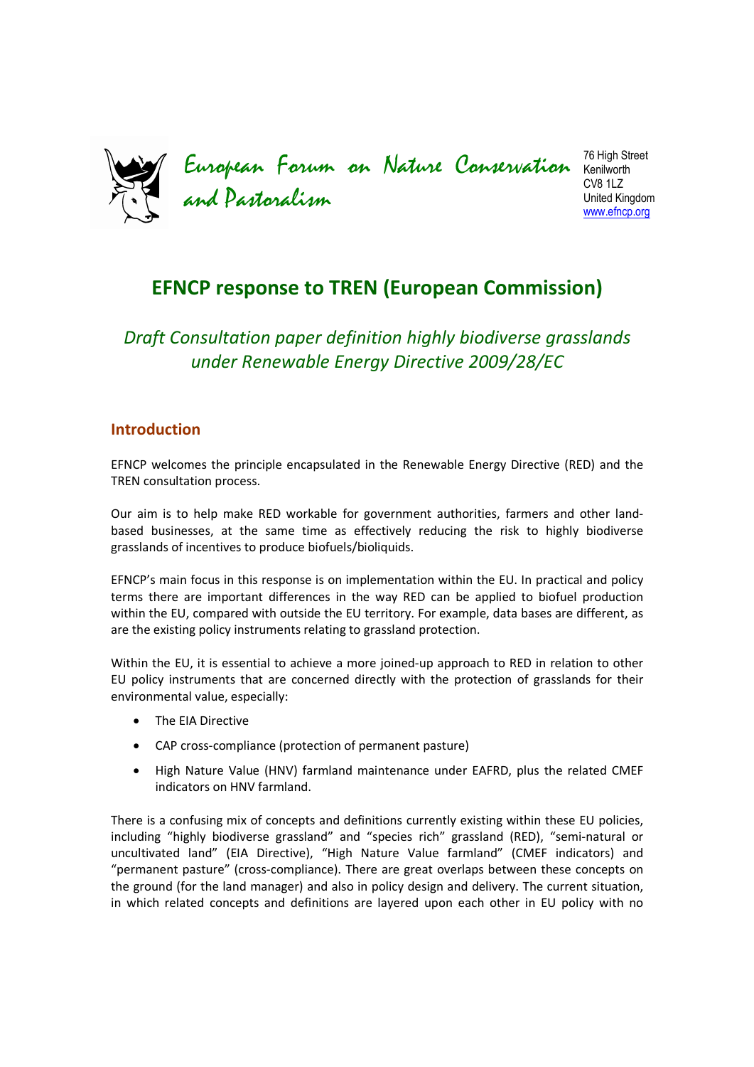European Forum on Nature Conservation and Pastoralism

76 High Street
Kenilworth
CV8 1LZ
United Kingdom
www.efncp.org

# EFNCP response to TREN (European Commission)

*Draft Consultation paper definition highly biodiverse grasslands under Renewable Energy Directive 2009/28/EC*

## Introduction

EFNCP welcomes the principle encapsulated in the Renewable Energy Directive (RED) and the TREN consultation process.

Our aim is to help make RED workable for government authorities, farmers and other land-based businesses, at the same time as effectively reducing the risk to highly biodiverse grasslands of incentives to produce biofuels/bioliquids.

EFNCP's main focus in this response is on implementation within the EU. In practical and policy terms there are important differences in the way RED can be applied to biofuel production within the EU, compared with outside the EU territory. For example, data bases are different, as are the existing policy instruments relating to grassland protection.

Within the EU, it is essential to achieve a more joined-up approach to RED in relation to other EU policy instruments that are concerned directly with the protection of grasslands for their environmental value, especially:

- The EIA Directive
- CAP cross-compliance (protection of permanent pasture)
- High Nature Value (HNV) farmland maintenance under EAFRD, plus the related CMEF indicators on HNV farmland.

There is a confusing mix of concepts and definitions currently existing within these EU policies, including "highly biodiverse grassland" and "species rich" grassland (RED), "semi-natural or uncultivated land" (EIA Directive), "High Nature Value farmland" (CMEF indicators) and "permanent pasture" (cross-compliance). There are great overlaps between these concepts on the ground (for the land manager) and also in policy design and delivery. The current situation, in which related concepts and definitions are layered upon each other in EU policy with no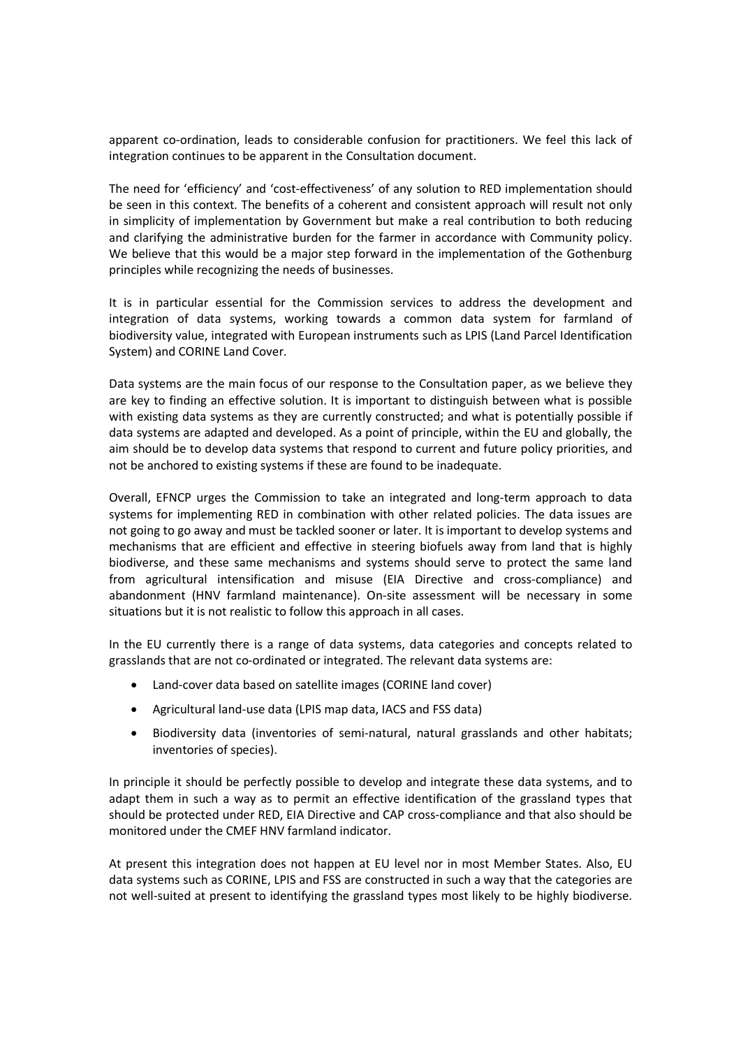apparent co-ordination, leads to considerable confusion for practitioners. We feel this lack of integration continues to be apparent in the Consultation document.

The need for 'efficiency' and 'cost-effectiveness' of any solution to RED implementation should be seen in this context. The benefits of a coherent and consistent approach will result not only in simplicity of implementation by Government but make a real contribution to both reducing and clarifying the administrative burden for the farmer in accordance with Community policy. We believe that this would be a major step forward in the implementation of the Gothenburg principles while recognizing the needs of businesses.

It is in particular essential for the Commission services to address the development and integration of data systems, working towards a common data system for farmland of biodiversity value, integrated with European instruments such as LPIS (Land Parcel Identification System) and CORINE Land Cover.

Data systems are the main focus of our response to the Consultation paper, as we believe they are key to finding an effective solution. It is important to distinguish between what is possible with existing data systems as they are currently constructed; and what is potentially possible if data systems are adapted and developed. As a point of principle, within the EU and globally, the aim should be to develop data systems that respond to current and future policy priorities, and not be anchored to existing systems if these are found to be inadequate.

Overall, EFNCP urges the Commission to take an integrated and long-term approach to data systems for implementing RED in combination with other related policies. The data issues are not going to go away and must be tackled sooner or later. It is important to develop systems and mechanisms that are efficient and effective in steering biofuels away from land that is highly biodiverse, and these same mechanisms and systems should serve to protect the same land from agricultural intensification and misuse (EIA Directive and cross-compliance) and abandonment (HNV farmland maintenance). On-site assessment will be necessary in some situations but it is not realistic to follow this approach in all cases.

In the EU currently there is a range of data systems, data categories and concepts related to grasslands that are not co-ordinated or integrated. The relevant data systems are:

- Land-cover data based on satellite images (CORINE land cover)
- Agricultural land-use data (LPIS map data, IACS and FSS data)
- Biodiversity data (inventories of semi-natural, natural grasslands and other habitats; inventories of species).

In principle it should be perfectly possible to develop and integrate these data systems, and to adapt them in such a way as to permit an effective identification of the grassland types that should be protected under RED, EIA Directive and CAP cross-compliance and that also should be monitored under the CMEF HNV farmland indicator.

At present this integration does not happen at EU level nor in most Member States. Also, EU data systems such as CORINE, LPIS and FSS are constructed in such a way that the categories are not well-suited at present to identifying the grassland types most likely to be highly biodiverse.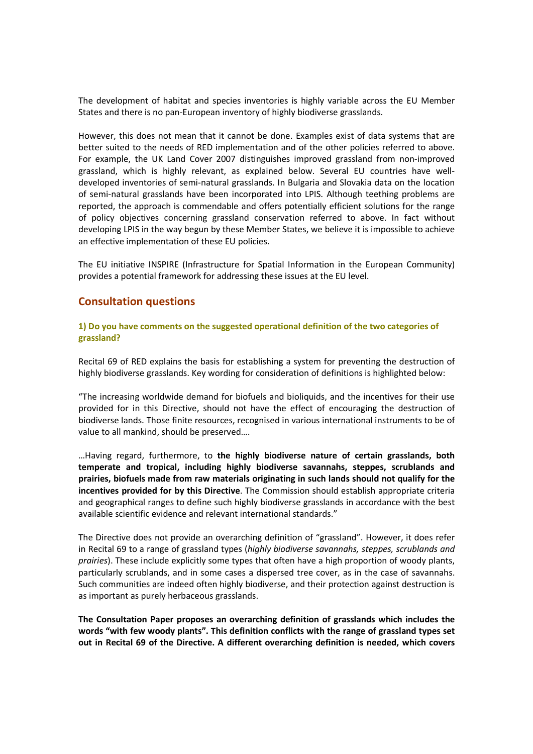The development of habitat and species inventories is highly variable across the EU Member States and there is no pan-European inventory of highly biodiverse grasslands.

However, this does not mean that it cannot be done. Examples exist of data systems that are better suited to the needs of RED implementation and of the other policies referred to above. For example, the UK Land Cover 2007 distinguishes improved grassland from non-improved grassland, which is highly relevant, as explained below. Several EU countries have well-developed inventories of semi-natural grasslands. In Bulgaria and Slovakia data on the location of semi-natural grasslands have been incorporated into LPIS. Although teething problems are reported, the approach is commendable and offers potentially efficient solutions for the range of policy objectives concerning grassland conservation referred to above. In fact without developing LPIS in the way begun by these Member States, we believe it is impossible to achieve an effective implementation of these EU policies.

The EU initiative INSPIRE (Infrastructure for Spatial Information in the European Community) provides a potential framework for addressing these issues at the EU level.

## Consultation questions

### 1) Do you have comments on the suggested operational definition of the two categories of grassland?

Recital 69 of RED explains the basis for establishing a system for preventing the destruction of highly biodiverse grasslands. Key wording for consideration of definitions is highlighted below:

"The increasing worldwide demand for biofuels and bioliquids, and the incentives for their use provided for in this Directive, should not have the effect of encouraging the destruction of biodiverse lands. Those finite resources, recognised in various international instruments to be of value to all mankind, should be preserved….

…Having regard, furthermore, to **the highly biodiverse nature of certain grasslands, both temperate and tropical, including highly biodiverse savannahs, steppes, scrublands and prairies, biofuels made from raw materials originating in such lands should not qualify for the incentives provided for by this Directive**. The Commission should establish appropriate criteria and geographical ranges to define such highly biodiverse grasslands in accordance with the best available scientific evidence and relevant international standards."

The Directive does not provide an overarching definition of "grassland". However, it does refer in Recital 69 to a range of grassland types (*highly biodiverse savannahs, steppes, scrublands and prairies*). These include explicitly some types that often have a high proportion of woody plants, particularly scrublands, and in some cases a dispersed tree cover, as in the case of savannahs. Such communities are indeed often highly biodiverse, and their protection against destruction is as important as purely herbaceous grasslands.

**The Consultation Paper proposes an overarching definition of grasslands which includes the words "with few woody plants". This definition conflicts with the range of grassland types set out in Recital 69 of the Directive. A different overarching definition is needed, which covers**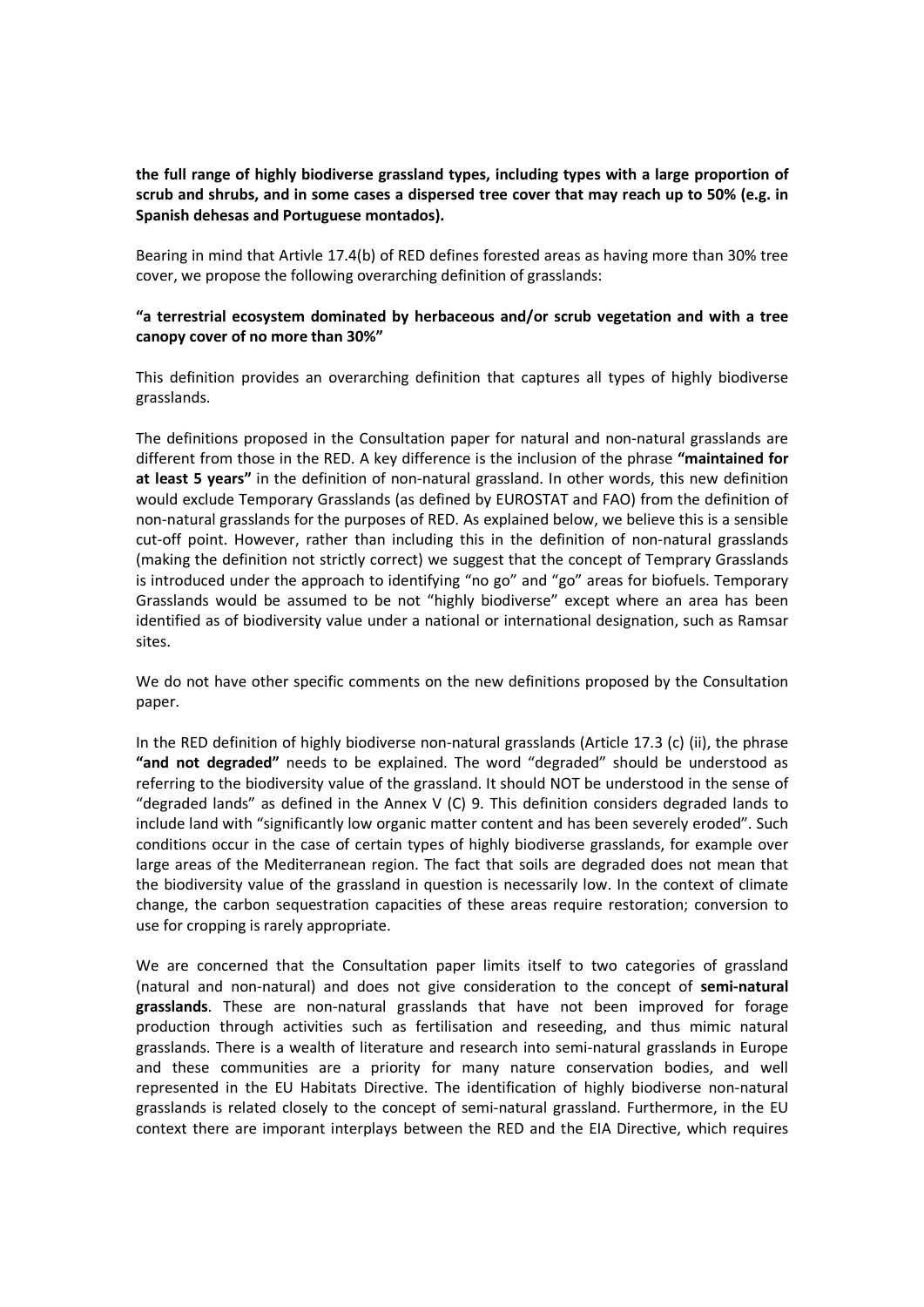**the full range of highly biodiverse grassland types, including types with a large proportion of scrub and shrubs, and in some cases a dispersed tree cover that may reach up to 50% (e.g. in Spanish dehesas and Portuguese montados).**

Bearing in mind that Artivle 17.4(b) of RED defines forested areas as having more than 30% tree cover, we propose the following overarching definition of grasslands:

**"a terrestrial ecosystem dominated by herbaceous and/or scrub vegetation and with a tree canopy cover of no more than 30%"**

This definition provides an overarching definition that captures all types of highly biodiverse grasslands.

The definitions proposed in the Consultation paper for natural and non-natural grasslands are different from those in the RED. A key difference is the inclusion of the phrase **"maintained for at least 5 years"** in the definition of non-natural grassland. In other words, this new definition would exclude Temporary Grasslands (as defined by EUROSTAT and FAO) from the definition of non-natural grasslands for the purposes of RED. As explained below, we believe this is a sensible cut-off point. However, rather than including this in the definition of non-natural grasslands (making the definition not strictly correct) we suggest that the concept of Temprary Grasslands is introduced under the approach to identifying "no go" and "go" areas for biofuels. Temporary Grasslands would be assumed to be not "highly biodiverse" except where an area has been identified as of biodiversity value under a national or international designation, such as Ramsar sites.

We do not have other specific comments on the new definitions proposed by the Consultation paper.

In the RED definition of highly biodiverse non-natural grasslands (Article 17.3 (c) (ii), the phrase **"and not degraded"** needs to be explained. The word "degraded" should be understood as referring to the biodiversity value of the grassland. It should NOT be understood in the sense of "degraded lands" as defined in the Annex V (C) 9. This definition considers degraded lands to include land with "significantly low organic matter content and has been severely eroded". Such conditions occur in the case of certain types of highly biodiverse grasslands, for example over large areas of the Mediterranean region. The fact that soils are degraded does not mean that the biodiversity value of the grassland in question is necessarily low. In the context of climate change, the carbon sequestration capacities of these areas require restoration; conversion to use for cropping is rarely appropriate.

We are concerned that the Consultation paper limits itself to two categories of grassland (natural and non-natural) and does not give consideration to the concept of **semi-natural grasslands**. These are non-natural grasslands that have not been improved for forage production through activities such as fertilisation and reseeding, and thus mimic natural grasslands. There is a wealth of literature and research into semi-natural grasslands in Europe and these communities are a priority for many nature conservation bodies, and well represented in the EU Habitats Directive. The identification of highly biodiverse non-natural grasslands is related closely to the concept of semi-natural grassland. Furthermore, in the EU context there are imporant interplays between the RED and the EIA Directive, which requires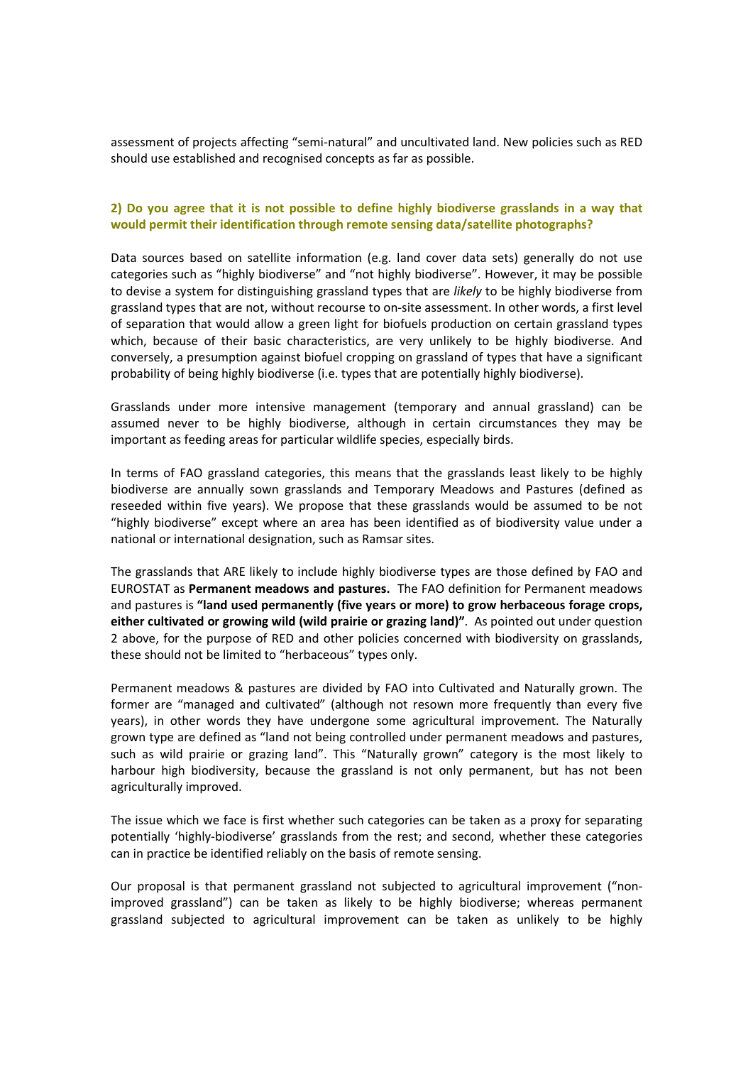assessment of projects affecting "semi-natural" and uncultivated land. New policies such as RED should use established and recognised concepts as far as possible.

**2) Do you agree that it is not possible to define highly biodiverse grasslands in a way that would permit their identification through remote sensing data/satellite photographs?**

Data sources based on satellite information (e.g. land cover data sets) generally do not use categories such as "highly biodiverse" and "not highly biodiverse". However, it may be possible to devise a system for distinguishing grassland types that are *likely* to be highly biodiverse from grassland types that are not, without recourse to on-site assessment. In other words, a first level of separation that would allow a green light for biofuels production on certain grassland types which, because of their basic characteristics, are very unlikely to be highly biodiverse. And conversely, a presumption against biofuel cropping on grassland of types that have a significant probability of being highly biodiverse (i.e. types that are potentially highly biodiverse).

Grasslands under more intensive management (temporary and annual grassland) can be assumed never to be highly biodiverse, although in certain circumstances they may be important as feeding areas for particular wildlife species, especially birds.

In terms of FAO grassland categories, this means that the grasslands least likely to be highly biodiverse are annually sown grasslands and Temporary Meadows and Pastures (defined as reseeded within five years). We propose that these grasslands would be assumed to be not "highly biodiverse" except where an area has been identified as of biodiversity value under a national or international designation, such as Ramsar sites.

The grasslands that ARE likely to include highly biodiverse types are those defined by FAO and EUROSTAT as **Permanent meadows and pastures.** The FAO definition for Permanent meadows and pastures is **"land used permanently (five years or more) to grow herbaceous forage crops, either cultivated or growing wild (wild prairie or grazing land)"**. As pointed out under question 2 above, for the purpose of RED and other policies concerned with biodiversity on grasslands, these should not be limited to "herbaceous" types only.

Permanent meadows & pastures are divided by FAO into Cultivated and Naturally grown. The former are "managed and cultivated" (although not resown more frequently than every five years), in other words they have undergone some agricultural improvement. The Naturally grown type are defined as "land not being controlled under permanent meadows and pastures, such as wild prairie or grazing land". This "Naturally grown" category is the most likely to harbour high biodiversity, because the grassland is not only permanent, but has not been agriculturally improved.

The issue which we face is first whether such categories can be taken as a proxy for separating potentially 'highly-biodiverse' grasslands from the rest; and second, whether these categories can in practice be identified reliably on the basis of remote sensing.

Our proposal is that permanent grassland not subjected to agricultural improvement ("non-improved grassland") can be taken as likely to be highly biodiverse; whereas permanent grassland subjected to agricultural improvement can be taken as unlikely to be highly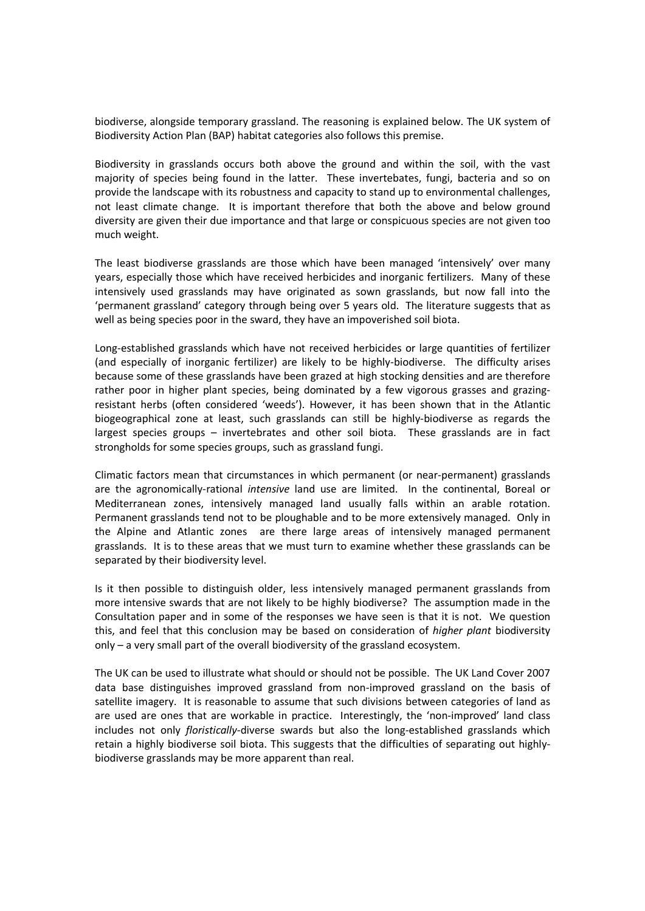biodiverse, alongside temporary grassland. The reasoning is explained below. The UK system of Biodiversity Action Plan (BAP) habitat categories also follows this premise.

Biodiversity in grasslands occurs both above the ground and within the soil, with the vast majority of species being found in the latter. These invertebates, fungi, bacteria and so on provide the landscape with its robustness and capacity to stand up to environmental challenges, not least climate change. It is important therefore that both the above and below ground diversity are given their due importance and that large or conspicuous species are not given too much weight.

The least biodiverse grasslands are those which have been managed 'intensively' over many years, especially those which have received herbicides and inorganic fertilizers. Many of these intensively used grasslands may have originated as sown grasslands, but now fall into the 'permanent grassland' category through being over 5 years old. The literature suggests that as well as being species poor in the sward, they have an impoverished soil biota.

Long-established grasslands which have not received herbicides or large quantities of fertilizer (and especially of inorganic fertilizer) are likely to be highly-biodiverse. The difficulty arises because some of these grasslands have been grazed at high stocking densities and are therefore rather poor in higher plant species, being dominated by a few vigorous grasses and grazing-resistant herbs (often considered 'weeds'). However, it has been shown that in the Atlantic biogeographical zone at least, such grasslands can still be highly-biodiverse as regards the largest species groups – invertebrates and other soil biota. These grasslands are in fact strongholds for some species groups, such as grassland fungi.

Climatic factors mean that circumstances in which permanent (or near-permanent) grasslands are the agronomically-rational *intensive* land use are limited. In the continental, Boreal or Mediterranean zones, intensively managed land usually falls within an arable rotation. Permanent grasslands tend not to be ploughable and to be more extensively managed. Only in the Alpine and Atlantic zones are there large areas of intensively managed permanent grasslands. It is to these areas that we must turn to examine whether these grasslands can be separated by their biodiversity level.

Is it then possible to distinguish older, less intensively managed permanent grasslands from more intensive swards that are not likely to be highly biodiverse? The assumption made in the Consultation paper and in some of the responses we have seen is that it is not. We question this, and feel that this conclusion may be based on consideration of *higher plant* biodiversity only – a very small part of the overall biodiversity of the grassland ecosystem.

The UK can be used to illustrate what should or should not be possible. The UK Land Cover 2007 data base distinguishes improved grassland from non-improved grassland on the basis of satellite imagery. It is reasonable to assume that such divisions between categories of land as are used are ones that are workable in practice. Interestingly, the 'non-improved' land class includes not only *floristically*-diverse swards but also the long-established grasslands which retain a highly biodiverse soil biota. This suggests that the difficulties of separating out highly-biodiverse grasslands may be more apparent than real.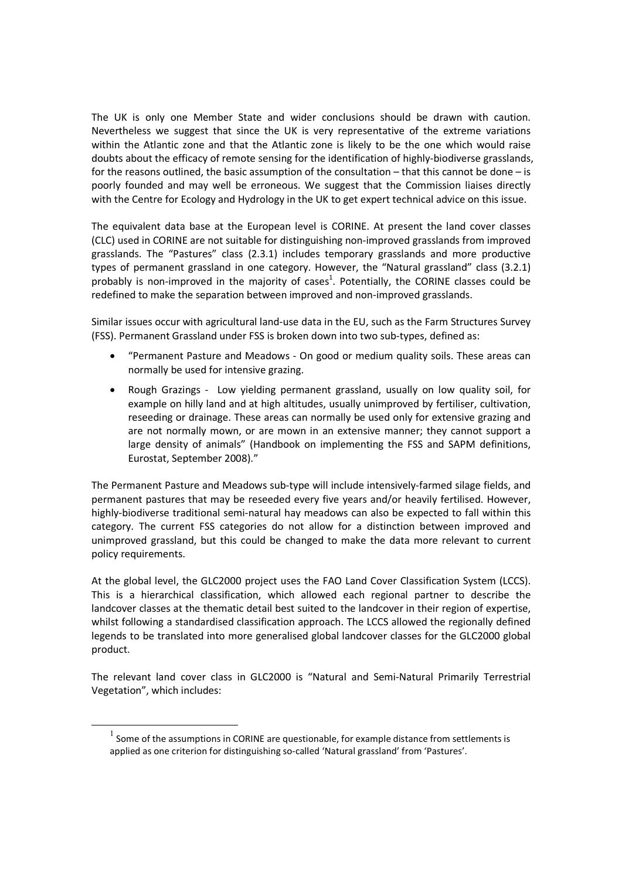The UK is only one Member State and wider conclusions should be drawn with caution. Nevertheless we suggest that since the UK is very representative of the extreme variations within the Atlantic zone and that the Atlantic zone is likely to be the one which would raise doubts about the efficacy of remote sensing for the identification of highly-biodiverse grasslands, for the reasons outlined, the basic assumption of the consultation – that this cannot be done – is poorly founded and may well be erroneous. We suggest that the Commission liaises directly with the Centre for Ecology and Hydrology in the UK to get expert technical advice on this issue.

The equivalent data base at the European level is CORINE. At present the land cover classes (CLC) used in CORINE are not suitable for distinguishing non-improved grasslands from improved grasslands. The "Pastures" class (2.3.1) includes temporary grasslands and more productive types of permanent grassland in one category. However, the "Natural grassland" class (3.2.1) probably is non-improved in the majority of cases[1]. Potentially, the CORINE classes could be redefined to make the separation between improved and non-improved grasslands.

Similar issues occur with agricultural land-use data in the EU, such as the Farm Structures Survey (FSS). Permanent Grassland under FSS is broken down into two sub-types, defined as:

- "Permanent Pasture and Meadows - On good or medium quality soils. These areas can normally be used for intensive grazing.
- Rough Grazings - Low yielding permanent grassland, usually on low quality soil, for example on hilly land and at high altitudes, usually unimproved by fertiliser, cultivation, reseeding or drainage. These areas can normally be used only for extensive grazing and are not normally mown, or are mown in an extensive manner; they cannot support a large density of animals" (Handbook on implementing the FSS and SAPM definitions, Eurostat, September 2008)."

The Permanent Pasture and Meadows sub-type will include intensively-farmed silage fields, and permanent pastures that may be reseeded every five years and/or heavily fertilised. However, highly-biodiverse traditional semi-natural hay meadows can also be expected to fall within this category. The current FSS categories do not allow for a distinction between improved and unimproved grassland, but this could be changed to make the data more relevant to current policy requirements.

At the global level, the GLC2000 project uses the FAO Land Cover Classification System (LCCS). This is a hierarchical classification, which allowed each regional partner to describe the landcover classes at the thematic detail best suited to the landcover in their region of expertise, whilst following a standardised classification approach. The LCCS allowed the regionally defined legends to be translated into more generalised global landcover classes for the GLC2000 global product.

The relevant land cover class in GLC2000 is "Natural and Semi-Natural Primarily Terrestrial Vegetation", which includes:

[1] Some of the assumptions in CORINE are questionable, for example distance from settlements is applied as one criterion for distinguishing so-called 'Natural grassland' from 'Pastures'.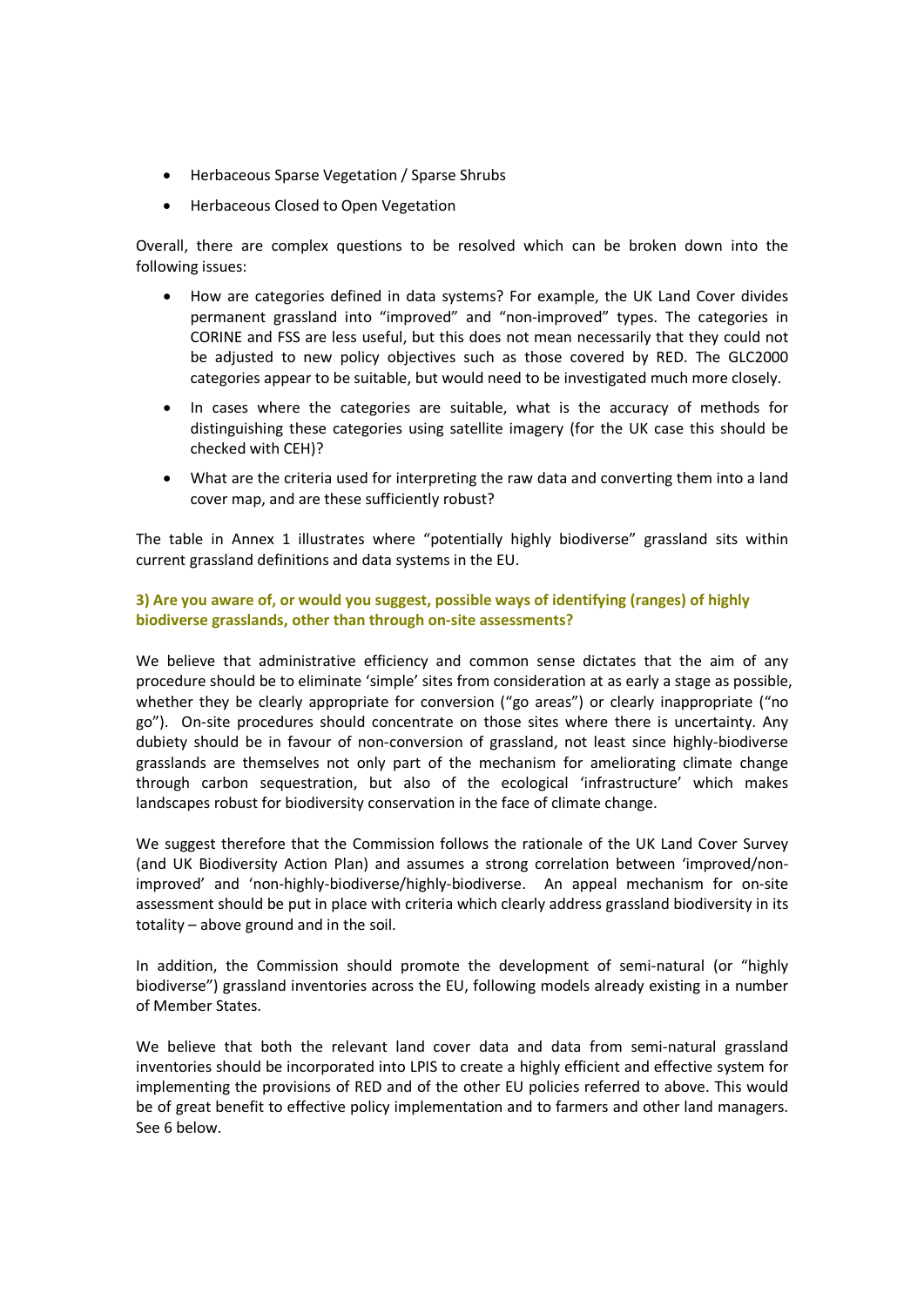- Herbaceous Sparse Vegetation / Sparse Shrubs
- Herbaceous Closed to Open Vegetation

Overall, there are complex questions to be resolved which can be broken down into the following issues:

- How are categories defined in data systems? For example, the UK Land Cover divides permanent grassland into "improved" and "non-improved" types. The categories in CORINE and FSS are less useful, but this does not mean necessarily that they could not be adjusted to new policy objectives such as those covered by RED. The GLC2000 categories appear to be suitable, but would need to be investigated much more closely.
- In cases where the categories are suitable, what is the accuracy of methods for distinguishing these categories using satellite imagery (for the UK case this should be checked with CEH)?
- What are the criteria used for interpreting the raw data and converting them into a land cover map, and are these sufficiently robust?

The table in Annex 1 illustrates where "potentially highly biodiverse" grassland sits within current grassland definitions and data systems in the EU.

### 3) Are you aware of, or would you suggest, possible ways of identifying (ranges) of highly biodiverse grasslands, other than through on-site assessments?

We believe that administrative efficiency and common sense dictates that the aim of any procedure should be to eliminate 'simple' sites from consideration at as early a stage as possible, whether they be clearly appropriate for conversion ("go areas") or clearly inappropriate ("no go"). On-site procedures should concentrate on those sites where there is uncertainty. Any dubiety should be in favour of non-conversion of grassland, not least since highly-biodiverse grasslands are themselves not only part of the mechanism for ameliorating climate change through carbon sequestration, but also of the ecological 'infrastructure' which makes landscapes robust for biodiversity conservation in the face of climate change.

We suggest therefore that the Commission follows the rationale of the UK Land Cover Survey (and UK Biodiversity Action Plan) and assumes a strong correlation between 'improved/non-improved' and 'non-highly-biodiverse/highly-biodiverse. An appeal mechanism for on-site assessment should be put in place with criteria which clearly address grassland biodiversity in its totality – above ground and in the soil.

In addition, the Commission should promote the development of semi-natural (or "highly biodiverse") grassland inventories across the EU, following models already existing in a number of Member States.

We believe that both the relevant land cover data and data from semi-natural grassland inventories should be incorporated into LPIS to create a highly efficient and effective system for implementing the provisions of RED and of the other EU policies referred to above. This would be of great benefit to effective policy implementation and to farmers and other land managers. See 6 below.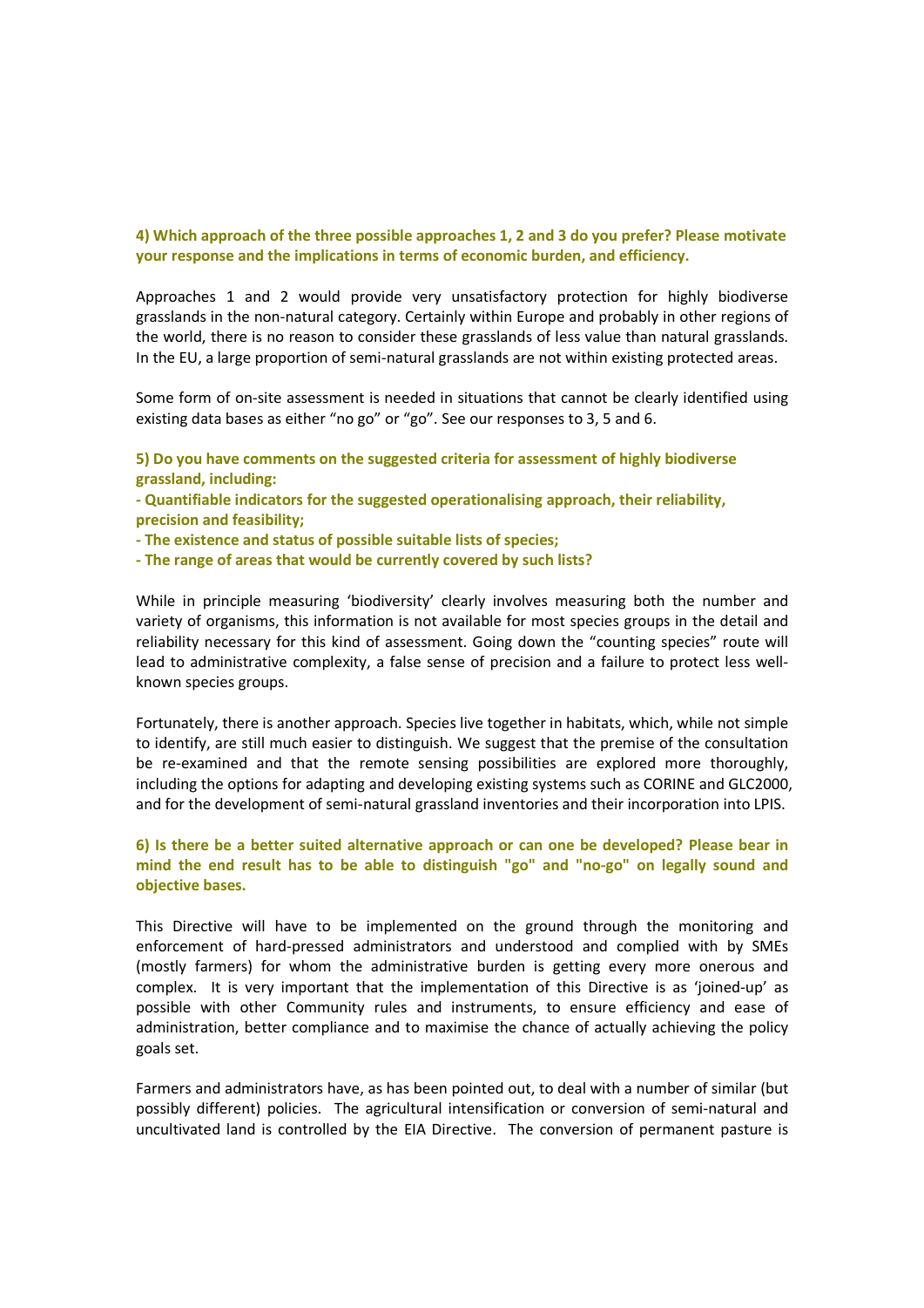**4) Which approach of the three possible approaches 1, 2 and 3 do you prefer? Please motivate your response and the implications in terms of economic burden, and efficiency.**

Approaches 1 and 2 would provide very unsatisfactory protection for highly biodiverse grasslands in the non-natural category. Certainly within Europe and probably in other regions of the world, there is no reason to consider these grasslands of less value than natural grasslands. In the EU, a large proportion of semi-natural grasslands are not within existing protected areas.

Some form of on-site assessment is needed in situations that cannot be clearly identified using existing data bases as either "no go" or "go". See our responses to 3, 5 and 6.

**5) Do you have comments on the suggested criteria for assessment of highly biodiverse grassland, including:**

**- Quantifiable indicators for the suggested operationalising approach, their reliability, precision and feasibility;**

**- The existence and status of possible suitable lists of species;**

**- The range of areas that would be currently covered by such lists?**

While in principle measuring 'biodiversity' clearly involves measuring both the number and variety of organisms, this information is not available for most species groups in the detail and reliability necessary for this kind of assessment. Going down the "counting species" route will lead to administrative complexity, a false sense of precision and a failure to protect less well-known species groups.

Fortunately, there is another approach. Species live together in habitats, which, while not simple to identify, are still much easier to distinguish. We suggest that the premise of the consultation be re-examined and that the remote sensing possibilities are explored more thoroughly, including the options for adapting and developing existing systems such as CORINE and GLC2000, and for the development of semi-natural grassland inventories and their incorporation into LPIS.

**6) Is there be a better suited alternative approach or can one be developed? Please bear in mind the end result has to be able to distinguish "go" and "no-go" on legally sound and objective bases.**

This Directive will have to be implemented on the ground through the monitoring and enforcement of hard-pressed administrators and understood and complied with by SMEs (mostly farmers) for whom the administrative burden is getting every more onerous and complex. It is very important that the implementation of this Directive is as 'joined-up' as possible with other Community rules and instruments, to ensure efficiency and ease of administration, better compliance and to maximise the chance of actually achieving the policy goals set.

Farmers and administrators have, as has been pointed out, to deal with a number of similar (but possibly different) policies. The agricultural intensification or conversion of semi-natural and uncultivated land is controlled by the EIA Directive. The conversion of permanent pasture is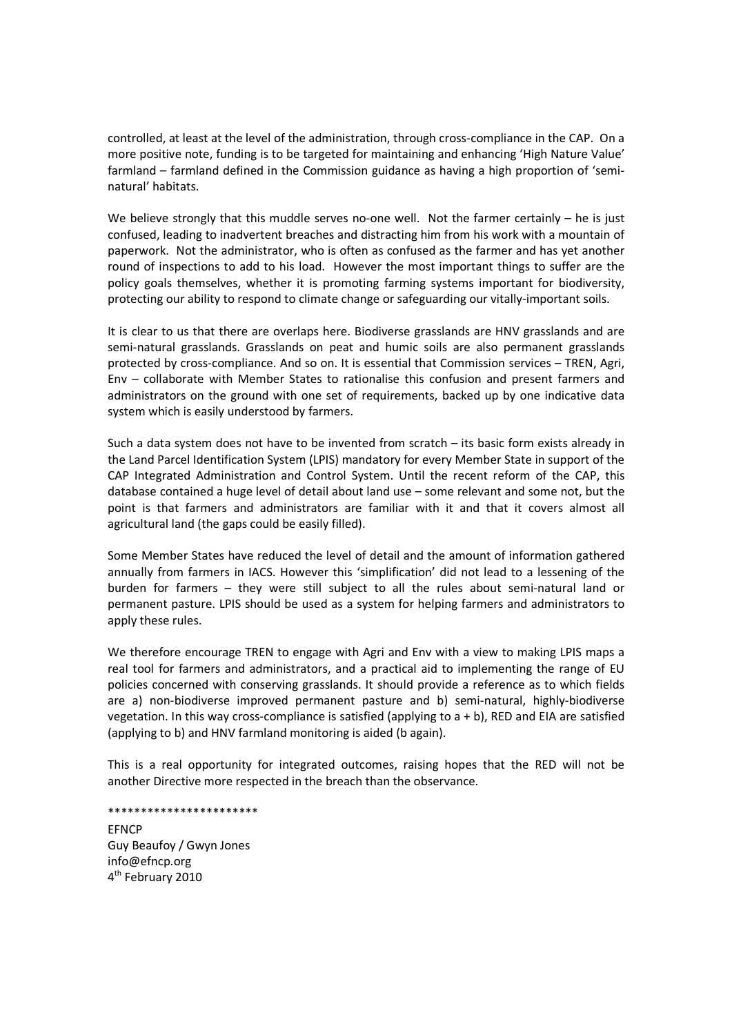controlled, at least at the level of the administration, through cross-compliance in the CAP. On a more positive note, funding is to be targeted for maintaining and enhancing 'High Nature Value' farmland – farmland defined in the Commission guidance as having a high proportion of 'semi-natural' habitats.

We believe strongly that this muddle serves no-one well. Not the farmer certainly – he is just confused, leading to inadvertent breaches and distracting him from his work with a mountain of paperwork. Not the administrator, who is often as confused as the farmer and has yet another round of inspections to add to his load. However the most important things to suffer are the policy goals themselves, whether it is promoting farming systems important for biodiversity, protecting our ability to respond to climate change or safeguarding our vitally-important soils.

It is clear to us that there are overlaps here. Biodiverse grasslands are HNV grasslands and are semi-natural grasslands. Grasslands on peat and humic soils are also permanent grasslands protected by cross-compliance. And so on. It is essential that Commission services – TREN, Agri, Env – collaborate with Member States to rationalise this confusion and present farmers and administrators on the ground with one set of requirements, backed up by one indicative data system which is easily understood by farmers.

Such a data system does not have to be invented from scratch – its basic form exists already in the Land Parcel Identification System (LPIS) mandatory for every Member State in support of the CAP Integrated Administration and Control System. Until the recent reform of the CAP, this database contained a huge level of detail about land use – some relevant and some not, but the point is that farmers and administrators are familiar with it and that it covers almost all agricultural land (the gaps could be easily filled).

Some Member States have reduced the level of detail and the amount of information gathered annually from farmers in IACS. However this 'simplification' did not lead to a lessening of the burden for farmers – they were still subject to all the rules about semi-natural land or permanent pasture. LPIS should be used as a system for helping farmers and administrators to apply these rules.

We therefore encourage TREN to engage with Agri and Env with a view to making LPIS maps a real tool for farmers and administrators, and a practical aid to implementing the range of EU policies concerned with conserving grasslands. It should provide a reference as to which fields are a) non-biodiverse improved permanent pasture and b) semi-natural, highly-biodiverse vegetation. In this way cross-compliance is satisfied (applying to a + b), RED and EIA are satisfied (applying to b) and HNV farmland monitoring is aided (b again).

This is a real opportunity for integrated outcomes, raising hopes that the RED will not be another Directive more respected in the breach than the observance.

***********************

EFNCP
Guy Beaufoy / Gwyn Jones
info@efncp.org
4th February 2010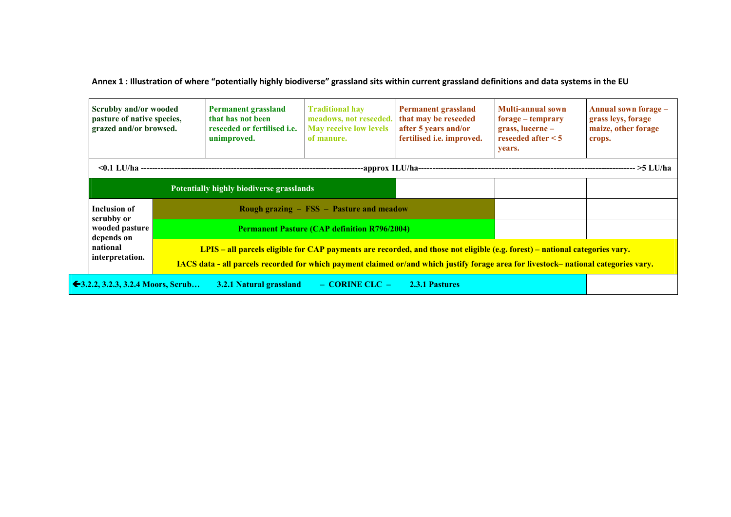**Annex 1 : Illustration of where "potentially highly biodiverse" grassland sits within current grassland definitions and data systems in the EU**

| | | | | | | |
|---|---|---|---|---|---|---|
| Scrubby and/or wooded pasture of native species, grazed and/or browsed. | | Permanent grassland that has not been reseeded or fertilised i.e. unimproved. | Traditional hay meadows, not reseeded. May receive low levels of manure. | Permanent grassland that may be reseeded after 5 years and/or fertilised i.e. improved. | Multi-annual sown forage – temprary grass, lucerne – reseeded after < 5 years. | Annual sown forage – grass leys, forage maize, other forage crops. |
| <0.1 LU/ha ------------------------------------------------------------------------------approx 1LU/ha-------------------------------------------------------------------------- >5 LU/ha | | | | | | |
| Potentially highly biodiverse grasslands | | | | | | |
| Inclusion of scrubby or wooded pasture depends on national interpretation. | Rough grazing – FSS – Pasture and meadow | | | | | |
| | Permanent Pasture (CAP definition R796/2004) | | | | | |
| | LPIS – all parcels eligible for CAP payments are recorded, and those not eligible (e.g. forest) – national categories vary. IACS data - all parcels recorded for which payment claimed or/and which justify forage area for livestock– national categories vary. | | | | | |
| ←3.2.2, 3.2.3, 3.2.4 Moors, Scrub… 3.2.1 Natural grassland – CORINE CLC – 2.3.1 Pastures | | | | | | |